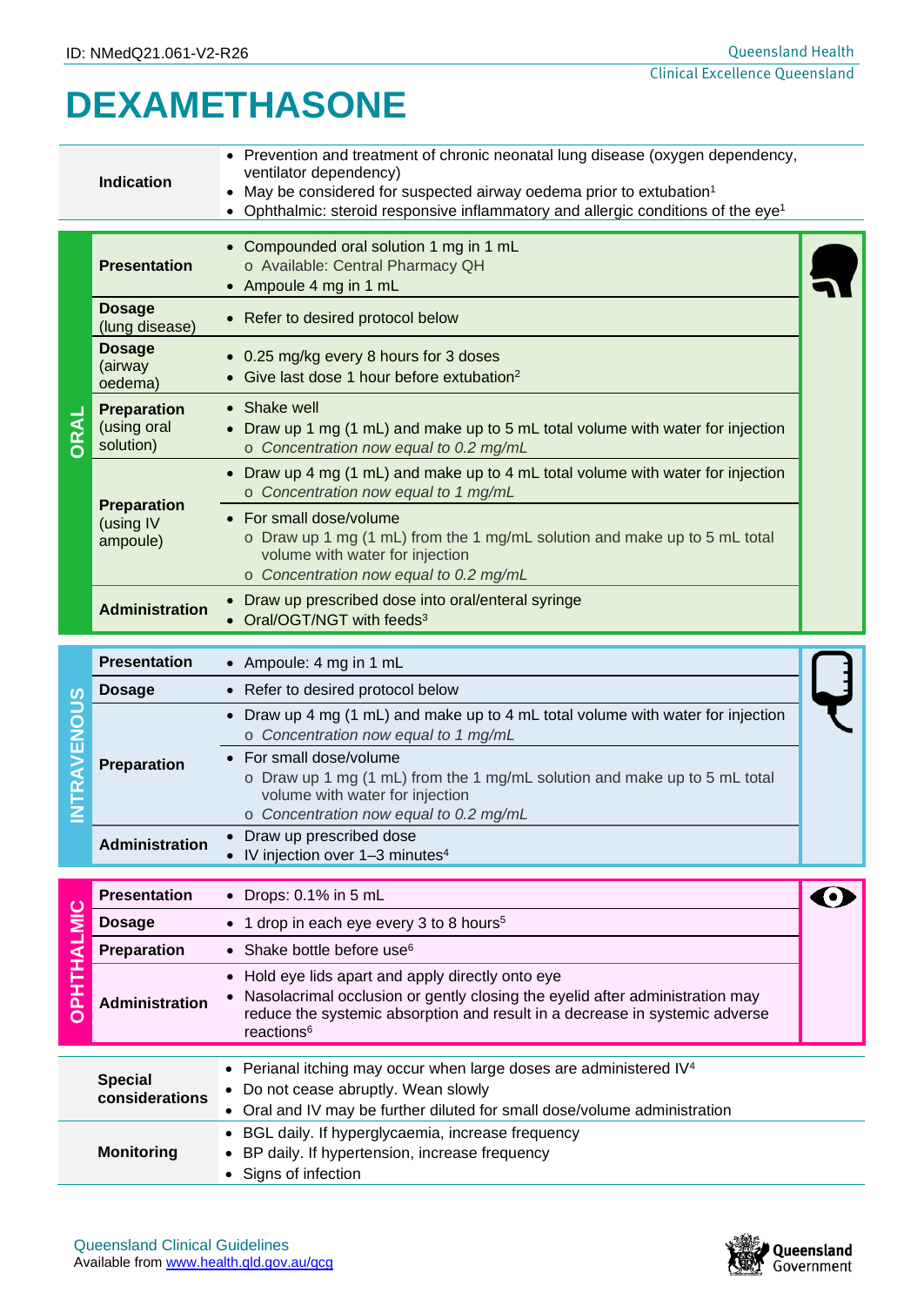ID: NMedQ21.061-V2-R26

# DEXAMETHASONE

| | |
|---|---|
| **Indication** | • Prevention and treatment of chronic neonatal lung disease (oxygen dependency, ventilator dependency)<br>• May be considered for suspected airway oedema prior to extubation[1]<br>• Ophthalmic: steroid responsive inflammatory and allergic conditions of the eye[1] |

## ORAL

| | |
|---|---|
| **Presentation** | • Compounded oral solution 1 mg in 1 mL<br>  o Available: Central Pharmacy QH<br>• Ampoule 4 mg in 1 mL |
| **Dosage** (lung disease) | • Refer to desired protocol below |
| **Dosage** (airway oedema) | • 0.25 mg/kg every 8 hours for 3 doses<br>• Give last dose 1 hour before extubation[2] |
| **Preparation** (using oral solution) | • Shake well<br>• Draw up 1 mg (1 mL) and make up to 5 mL total volume with water for injection<br>  o *Concentration now equal to 0.2 mg/mL* |
| **Preparation** (using IV ampoule) | • Draw up 4 mg (1 mL) and make up to 4 mL total volume with water for injection<br>  o *Concentration now equal to 1 mg/mL*<br>• For small dose/volume<br>  o Draw up 1 mg (1 mL) from the 1 mg/mL solution and make up to 5 mL total volume with water for injection<br>  o *Concentration now equal to 0.2 mg/mL* |
| **Administration** | • Draw up prescribed dose into oral/enteral syringe<br>• Oral/OGT/NGT with feeds[3] |

## INTRAVENOUS

| | |
|---|---|
| **Presentation** | • Ampoule: 4 mg in 1 mL |
| **Dosage** | • Refer to desired protocol below |
| **Preparation** | • Draw up 4 mg (1 mL) and make up to 4 mL total volume with water for injection<br>  o *Concentration now equal to 1 mg/mL*<br>• For small dose/volume<br>  o Draw up 1 mg (1 mL) from the 1 mg/mL solution and make up to 5 mL total volume with water for injection<br>  o *Concentration now equal to 0.2 mg/mL* |
| **Administration** | • Draw up prescribed dose<br>• IV injection over 1–3 minutes[4] |

## OPHTHALMIC

| | |
|---|---|
| **Presentation** | • Drops: 0.1% in 5 mL |
| **Dosage** | • 1 drop in each eye every 3 to 8 hours[5] |
| **Preparation** | • Shake bottle before use[6] |
| **Administration** | • Hold eye lids apart and apply directly onto eye<br>• Nasolacrimal occlusion or gently closing the eyelid after administration may reduce the systemic absorption and result in a decrease in systemic adverse reactions[6] |

| | |
|---|---|
| **Special considerations** | • Perianal itching may occur when large doses are administered IV[4]<br>• Do not cease abruptly. Wean slowly<br>• Oral and IV may be further diluted for small dose/volume administration |
| **Monitoring** | • BGL daily. If hyperglycaemia, increase frequency<br>• BP daily. If hypertension, increase frequency<br>• Signs of infection |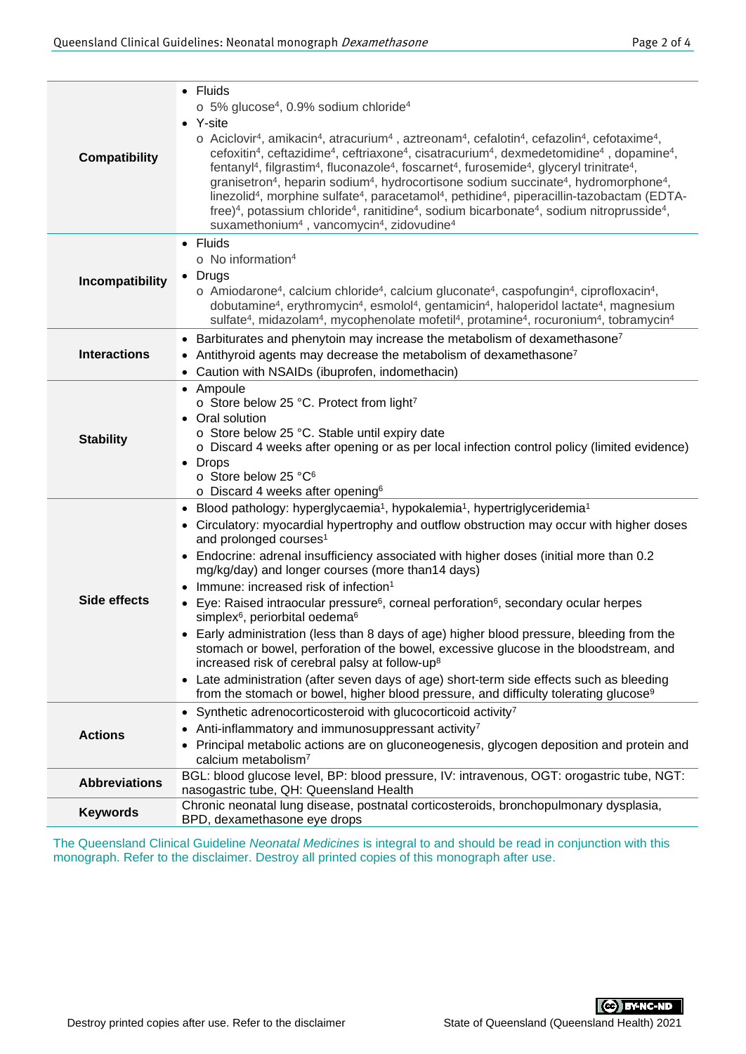| | |
|---|---|
| **Compatibility** | • Fluids<br>o 5% glucose[4], 0.9% sodium chloride[4]<br>• Y-site<br>o Aciclovir[4], amikacin[4], atracurium[4] , aztreonam[4], cefalotin[4], cefazolin[4], cefotaxime[4], cefoxitin[4], ceftazidime[4], ceftriaxone[4], cisatracurium[4], dexmedetomidine[4] , dopamine[4], fentanyl[4], filgrastim[4], fluconazole[4], foscarnet[4], furosemide[4], glyceryl trinitrate[4], granisetron[4], heparin sodium[4], hydrocortisone sodium succinate[4], hydromorphone[4], linezolid[4], morphine sulfate[4], paracetamol[4], pethidine[4], piperacillin-tazobactam (EDTA-free)[4], potassium chloride[4], ranitidine[4], sodium bicarbonate[4], sodium nitroprusside[4], suxamethonium[4] , vancomycin[4], zidovudine[4] |
| **Incompatibility** | • Fluids<br>o No information[4]<br>• Drugs<br>o Amiodarone[4], calcium chloride[4], calcium gluconate[4], caspofungin[4], ciprofloxacin[4], dobutamine[4], erythromycin[4], esmolol[4], gentamicin[4], haloperidol lactate[4], magnesium sulfate[4], midazolam[4], mycophenolate mofetil[4], protamine[4], rocuronium[4], tobramycin[4] |
| **Interactions** | • Barbiturates and phenytoin may increase the metabolism of dexamethasone[7]<br>• Antithyroid agents may decrease the metabolism of dexamethasone[7]<br>• Caution with NSAIDs (ibuprofen, indomethacin) |
| **Stability** | • Ampoule<br>o Store below 25 °C. Protect from light[7]<br>• Oral solution<br>o Store below 25 °C. Stable until expiry date<br>o Discard 4 weeks after opening or as per local infection control policy (limited evidence)<br>• Drops<br>o Store below 25 °C[6]<br>o Discard 4 weeks after opening[6] |
| **Side effects** | • Blood pathology: hyperglycaemia[1], hypokalemia[1], hypertriglyceridemia[1]<br>• Circulatory: myocardial hypertrophy and outflow obstruction may occur with higher doses and prolonged courses[1]<br>• Endocrine: adrenal insufficiency associated with higher doses (initial more than 0.2 mg/kg/day) and longer courses (more than14 days)<br>• Immune: increased risk of infection[1]<br>• Eye: Raised intraocular pressure[6], corneal perforation[6], secondary ocular herpes simplex[6], periorbital oedema[6]<br>• Early administration (less than 8 days of age) higher blood pressure, bleeding from the stomach or bowel, perforation of the bowel, excessive glucose in the bloodstream, and increased risk of cerebral palsy at follow-up[8]<br>• Late administration (after seven days of age) short-term side effects such as bleeding from the stomach or bowel, higher blood pressure, and difficulty tolerating glucose[9] |
| **Actions** | • Synthetic adrenocorticosteroid with glucocorticoid activity[7]<br>• Anti-inflammatory and immunosuppressant activity[7]<br>• Principal metabolic actions are on gluconeogenesis, glycogen deposition and protein and calcium metabolism[7] |
| **Abbreviations** | BGL: blood glucose level, BP: blood pressure, IV: intravenous, OGT: orogastric tube, NGT: nasogastric tube, QH: Queensland Health |
| **Keywords** | Chronic neonatal lung disease, postnatal corticosteroids, bronchopulmonary dysplasia, BPD, dexamethasone eye drops |

The Queensland Clinical Guideline *Neonatal Medicines* is integral to and should be read in conjunction with this monograph. Refer to the disclaimer. Destroy all printed copies of this monograph after use.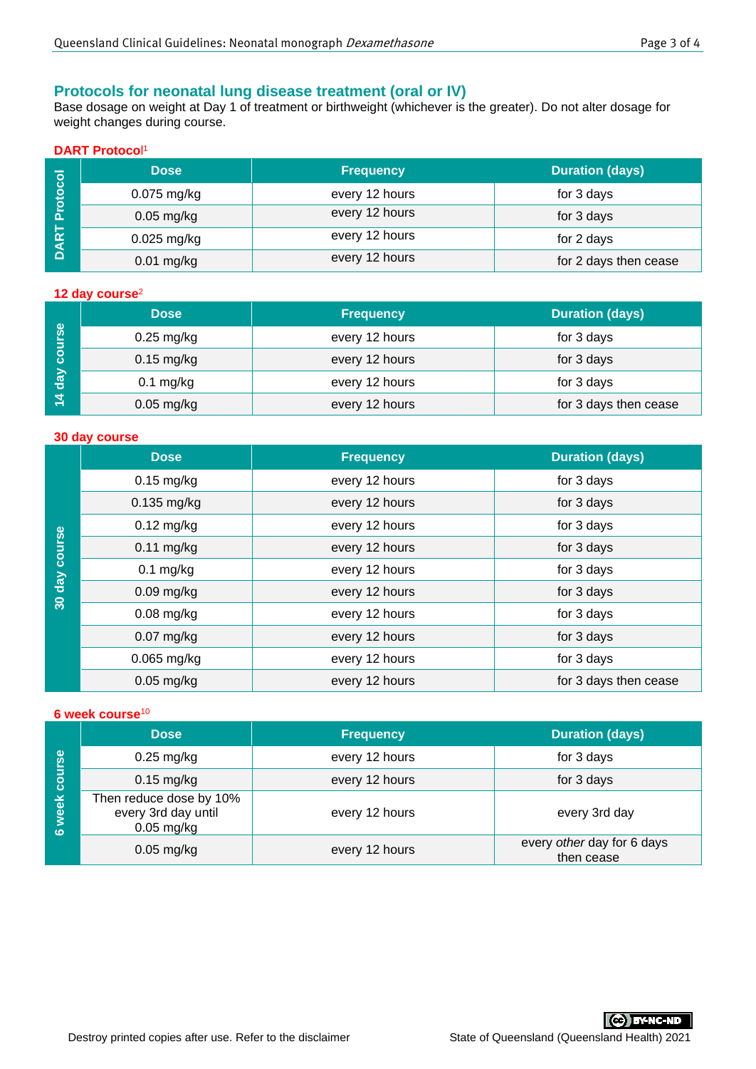## Protocols for neonatal lung disease treatment (oral or IV)

Base dosage on weight at Day 1 of treatment or birthweight (whichever is the greater). Do not alter dosage for weight changes during course.

### DART Protocol[1]

| DART Protocol | Dose | Frequency | Duration (days) |
|---|---|---|---|
| | 0.075 mg/kg | every 12 hours | for 3 days |
| | 0.05 mg/kg | every 12 hours | for 3 days |
| | 0.025 mg/kg | every 12 hours | for 2 days |
| | 0.01 mg/kg | every 12 hours | for 2 days then cease |

### 12 day course[2]

| 14 day course | Dose | Frequency | Duration (days) |
|---|---|---|---|
| | 0.25 mg/kg | every 12 hours | for 3 days |
| | 0.15 mg/kg | every 12 hours | for 3 days |
| | 0.1 mg/kg | every 12 hours | for 3 days |
| | 0.05 mg/kg | every 12 hours | for 3 days then cease |

### 30 day course

| 30 day course | Dose | Frequency | Duration (days) |
|---|---|---|---|
| | 0.15 mg/kg | every 12 hours | for 3 days |
| | 0.135 mg/kg | every 12 hours | for 3 days |
| | 0.12 mg/kg | every 12 hours | for 3 days |
| | 0.11 mg/kg | every 12 hours | for 3 days |
| | 0.1 mg/kg | every 12 hours | for 3 days |
| | 0.09 mg/kg | every 12 hours | for 3 days |
| | 0.08 mg/kg | every 12 hours | for 3 days |
| | 0.07 mg/kg | every 12 hours | for 3 days |
| | 0.065 mg/kg | every 12 hours | for 3 days |
| | 0.05 mg/kg | every 12 hours | for 3 days then cease |

### 6 week course[10]

| 6 week course | Dose | Frequency | Duration (days) |
|---|---|---|---|
| | 0.25 mg/kg | every 12 hours | for 3 days |
| | 0.15 mg/kg | every 12 hours | for 3 days |
| | Then reduce dose by 10% every 3rd day until 0.05 mg/kg | every 12 hours | every 3rd day |
| | 0.05 mg/kg | every 12 hours | every *other* day for 6 days then cease |

Destroy printed copies after use. Refer to the disclaimer

State of Queensland (Queensland Health) 2021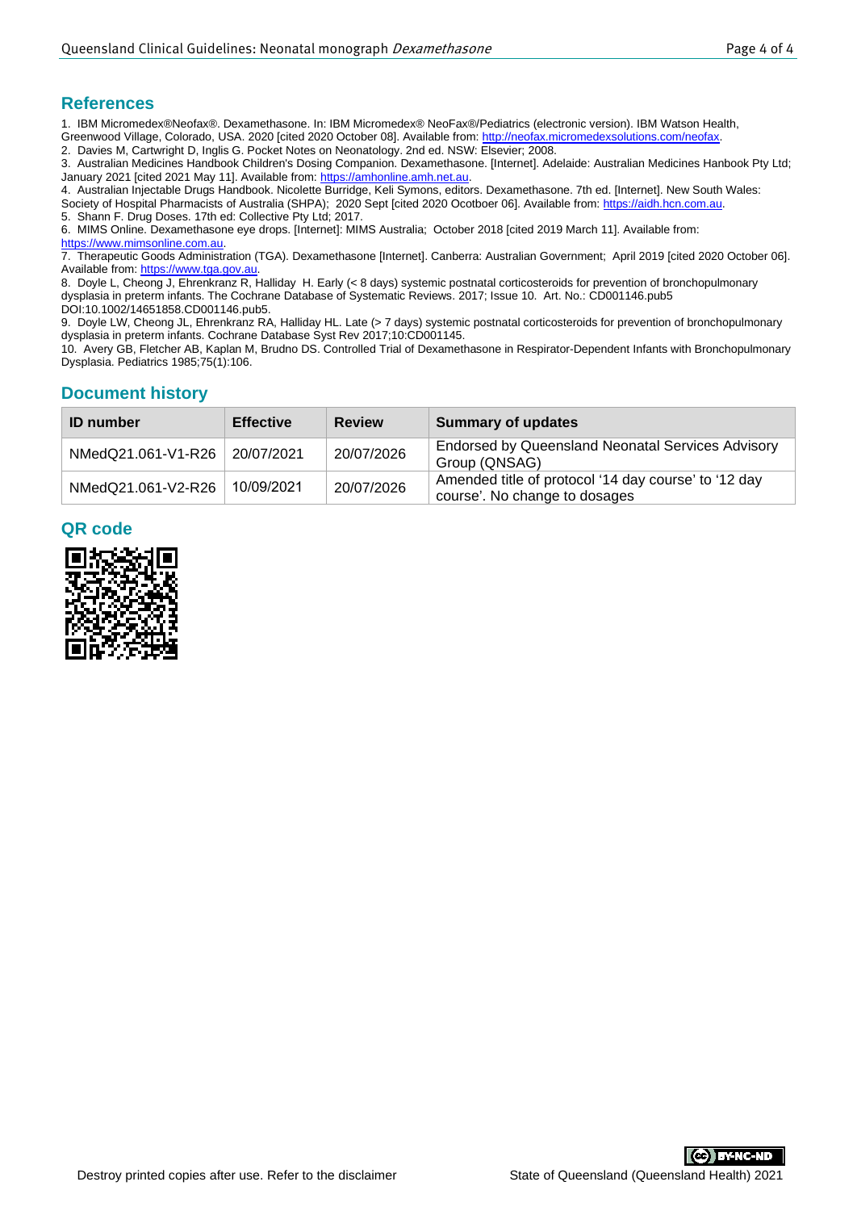## References

1. IBM Micromedex®Neofax®. Dexamethasone. In: IBM Micromedex® NeoFax®/Pediatrics (electronic version). IBM Watson Health, Greenwood Village, Colorado, USA. 2020 [cited 2020 October 08]. Available from: http://neofax.micromedexsolutions.com/neofax.
2. Davies M, Cartwright D, Inglis G. Pocket Notes on Neonatology. 2nd ed. NSW: Elsevier; 2008.
3. Australian Medicines Handbook Children's Dosing Companion. Dexamethasone. [Internet]. Adelaide: Australian Medicines Hanbook Pty Ltd; January 2021 [cited 2021 May 11]. Available from: https://amhonline.amh.net.au.
4. Australian Injectable Drugs Handbook. Nicolette Burridge, Keli Symons, editors. Dexamethasone. 7th ed. [Internet]. New South Wales: Society of Hospital Pharmacists of Australia (SHPA); 2020 Sept [cited 2020 Ocotboer 06]. Available from: https://aidh.hcn.com.au.
5. Shann F. Drug Doses. 17th ed: Collective Pty Ltd; 2017.
6. MIMS Online. Dexamethasone eye drops. [Internet]: MIMS Australia; October 2018 [cited 2019 March 11]. Available from: https://www.mimsonline.com.au.
7. Therapeutic Goods Administration (TGA). Dexamethasone [Internet]. Canberra: Australian Government; April 2019 [cited 2020 October 06]. Available from: https://www.tga.gov.au.
8. Doyle L, Cheong J, Ehrenkranz R, Halliday H. Early (< 8 days) systemic postnatal corticosteroids for prevention of bronchopulmonary dysplasia in preterm infants. The Cochrane Database of Systematic Reviews. 2017; Issue 10. Art. No.: CD001146.pub5 DOI:10.1002/14651858.CD001146.pub5.
9. Doyle LW, Cheong JL, Ehrenkranz RA, Halliday HL. Late (> 7 days) systemic postnatal corticosteroids for prevention of bronchopulmonary dysplasia in preterm infants. Cochrane Database Syst Rev 2017;10:CD001145.
10. Avery GB, Fletcher AB, Kaplan M, Brudno DS. Controlled Trial of Dexamethasone in Respirator-Dependent Infants with Bronchopulmonary Dysplasia. Pediatrics 1985;75(1):106.

## Document history

| ID number | Effective | Review | Summary of updates |
|---|---|---|---|
| NMedQ21.061-V1-R26 | 20/07/2021 | 20/07/2026 | Endorsed by Queensland Neonatal Services Advisory Group (QNSAG) |
| NMedQ21.061-V2-R26 | 10/09/2021 | 20/07/2026 | Amended title of protocol '14 day course' to '12 day course'. No change to dosages |

## QR code

Destroy printed copies after use. Refer to the disclaimer

State of Queensland (Queensland Health) 2021